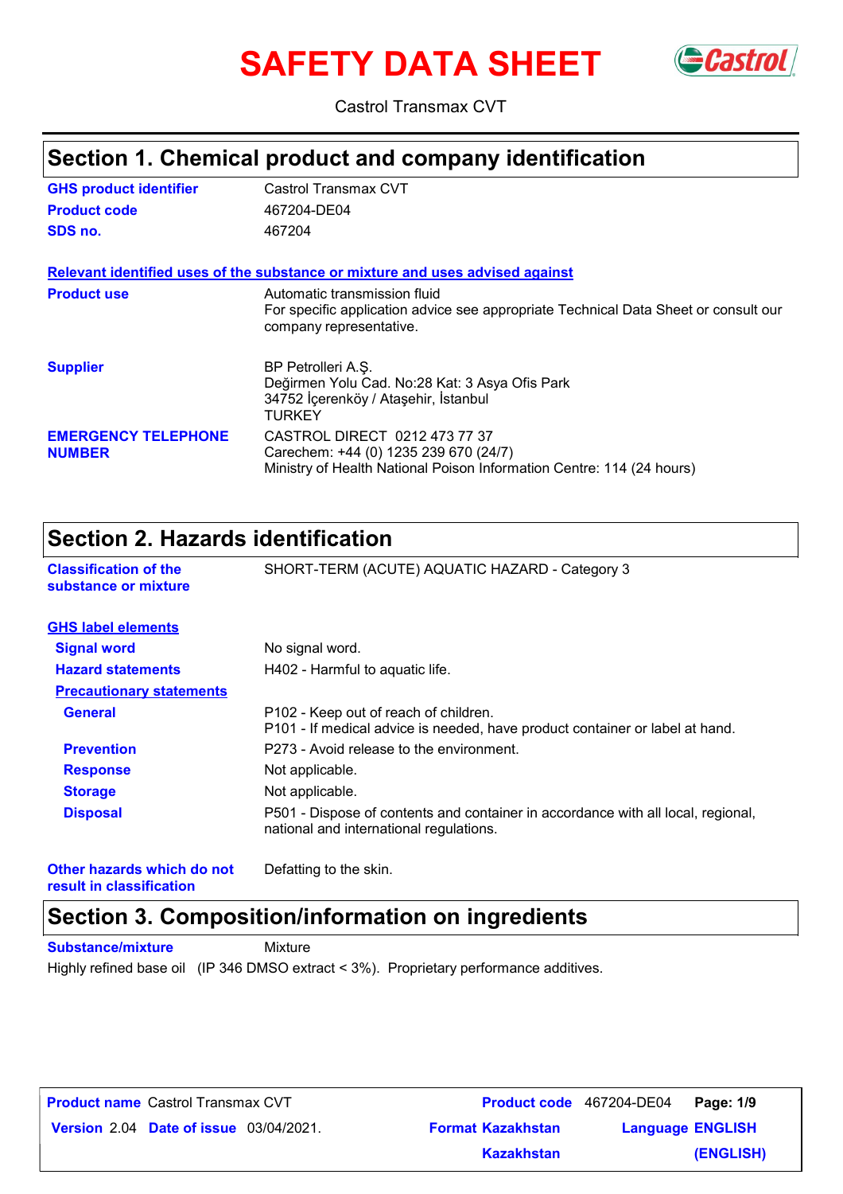# SAFETY DATA SHEET

Castrol Transmax CVT

## Section 1. Chemical product and company identification

**GHS product identifier** Castrol Transmax CVT
**Product code** 467204-DE04
**SDS no.** 467204

**Relevant identified uses of the substance or mixture and uses advised against**

**Product use** Automatic transmission fluid
For specific application advice see appropriate Technical Data Sheet or consult our company representative.

**Supplier**
BP Petrolleri A.Ş.
Değirmen Yolu Cad. No:28 Kat: 3 Asya Ofis Park
34752 İçerenköy / Ataşehir, İstanbul
TURKEY

**EMERGENCY TELEPHONE NUMBER**
CASTROL DIRECT 0212 473 77 37
Carechem: +44 (0) 1235 239 670 (24/7)
Ministry of Health National Poison Information Centre: 114 (24 hours)

## Section 2. Hazards identification

**Classification of the substance or mixture** SHORT-TERM (ACUTE) AQUATIC HAZARD - Category 3

**GHS label elements**

**Signal word** No signal word.

**Hazard statements** H402 - Harmful to aquatic life.

**Precautionary statements**

**General**
P102 - Keep out of reach of children.
P101 - If medical advice is needed, have product container or label at hand.

**Prevention** P273 - Avoid release to the environment.

**Response** Not applicable.

**Storage** Not applicable.

**Disposal** P501 - Dispose of contents and container in accordance with all local, regional, national and international regulations.

**Other hazards which do not result in classification** Defatting to the skin.

## Section 3. Composition/information on ingredients

**Substance/mixture** Mixture

Highly refined base oil (IP 346 DMSO extract < 3%). Proprietary performance additives.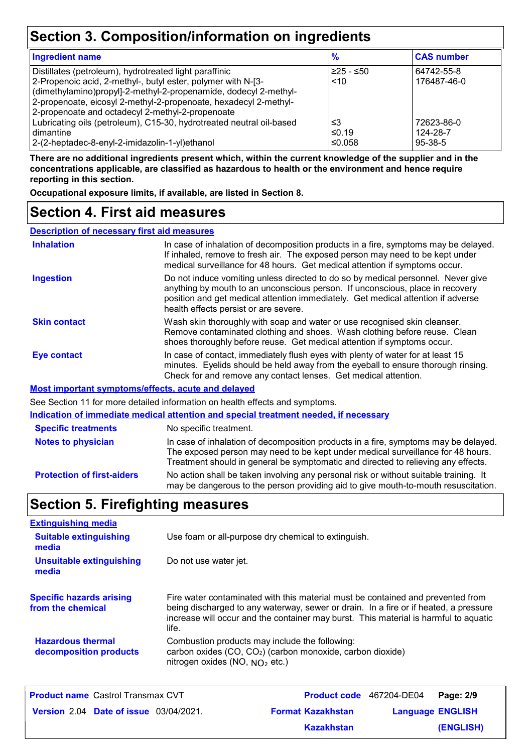## Section 3. Composition/information on ingredients

| Ingredient name | % | CAS number |
|---|---|---|
| Distillates (petroleum), hydrotreated light paraffinic | ≥25 - ≤50 | 64742-55-8 |
| 2-Propenoic acid, 2-methyl-, butyl ester, polymer with N-[3-(dimethylamino)propyl]-2-methyl-2-propenamide, dodecyl 2-methyl-2-propenoate, eicosyl 2-methyl-2-propenoate, hexadecyl 2-methyl-2-propenoate and octadecyl 2-methyl-2-propenoate | <10 | 176487-46-0 |
| Lubricating oils (petroleum), C15-30, hydrotreated neutral oil-based | ≤3 | 72623-86-0 |
| dimantine | ≤0.19 | 124-28-7 |
| 2-(2-heptadec-8-enyl-2-imidazolin-1-yl)ethanol | ≤0.058 | 95-38-5 |

**There are no additional ingredients present which, within the current knowledge of the supplier and in the concentrations applicable, are classified as hazardous to health or the environment and hence require reporting in this section.**

**Occupational exposure limits, if available, are listed in Section 8.**

## Section 4. First aid measures

### Description of necessary first aid measures

**Inhalation**: In case of inhalation of decomposition products in a fire, symptoms may be delayed. If inhaled, remove to fresh air. The exposed person may need to be kept under medical surveillance for 48 hours. Get medical attention if symptoms occur.

**Ingestion**: Do not induce vomiting unless directed to do so by medical personnel. Never give anything by mouth to an unconscious person. If unconscious, place in recovery position and get medical attention immediately. Get medical attention if adverse health effects persist or are severe.

**Skin contact**: Wash skin thoroughly with soap and water or use recognised skin cleanser. Remove contaminated clothing and shoes. Wash clothing before reuse. Clean shoes thoroughly before reuse. Get medical attention if symptoms occur.

**Eye contact**: In case of contact, immediately flush eyes with plenty of water for at least 15 minutes. Eyelids should be held away from the eyeball to ensure thorough rinsing. Check for and remove any contact lenses. Get medical attention.

### Most important symptoms/effects, acute and delayed

See Section 11 for more detailed information on health effects and symptoms.

### Indication of immediate medical attention and special treatment needed, if necessary

**Specific treatments**: No specific treatment.

**Notes to physician**: In case of inhalation of decomposition products in a fire, symptoms may be delayed. The exposed person may need to be kept under medical surveillance for 48 hours. Treatment should in general be symptomatic and directed to relieving any effects.

**Protection of first-aiders**: No action shall be taken involving any personal risk or without suitable training. It may be dangerous to the person providing aid to give mouth-to-mouth resuscitation.

## Section 5. Firefighting measures

### Extinguishing media

**Suitable extinguishing media**: Use foam or all-purpose dry chemical to extinguish.

**Unsuitable extinguishing media**: Do not use water jet.

**Specific hazards arising from the chemical**: Fire water contaminated with this material must be contained and prevented from being discharged to any waterway, sewer or drain. In a fire or if heated, a pressure increase will occur and the container may burst. This material is harmful to aquatic life.

**Hazardous thermal decomposition products**: Combustion products may include the following:
carbon oxides (CO, $CO_2$) (carbon monoxide, carbon dioxide)
nitrogen oxides (NO, $NO_2$ etc.)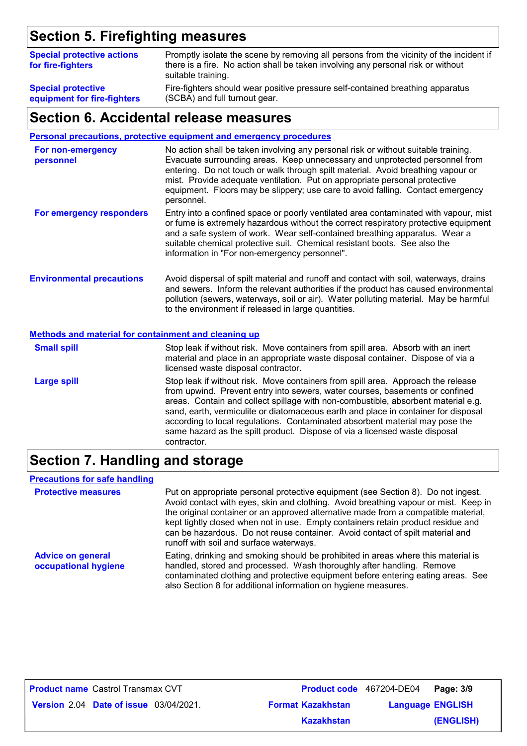## Section 5. Firefighting measures

**Special protective actions for fire-fighters**
Promptly isolate the scene by removing all persons from the vicinity of the incident if there is a fire. No action shall be taken involving any personal risk or without suitable training.

**Special protective equipment for fire-fighters**
Fire-fighters should wear positive pressure self-contained breathing apparatus (SCBA) and full turnout gear.

## Section 6. Accidental release measures

### Personal precautions, protective equipment and emergency procedures

**For non-emergency personnel**
No action shall be taken involving any personal risk or without suitable training. Evacuate surrounding areas. Keep unnecessary and unprotected personnel from entering. Do not touch or walk through spilt material. Avoid breathing vapour or mist. Provide adequate ventilation. Put on appropriate personal protective equipment. Floors may be slippery; use care to avoid falling. Contact emergency personnel.

**For emergency responders**
Entry into a confined space or poorly ventilated area contaminated with vapour, mist or fume is extremely hazardous without the correct respiratory protective equipment and a safe system of work. Wear self-contained breathing apparatus. Wear a suitable chemical protective suit. Chemical resistant boots. See also the information in "For non-emergency personnel".

**Environmental precautions**
Avoid dispersal of spilt material and runoff and contact with soil, waterways, drains and sewers. Inform the relevant authorities if the product has caused environmental pollution (sewers, waterways, soil or air). Water polluting material. May be harmful to the environment if released in large quantities.

### Methods and material for containment and cleaning up

**Small spill**
Stop leak if without risk. Move containers from spill area. Absorb with an inert material and place in an appropriate waste disposal container. Dispose of via a licensed waste disposal contractor.

**Large spill**
Stop leak if without risk. Move containers from spill area. Approach the release from upwind. Prevent entry into sewers, water courses, basements or confined areas. Contain and collect spillage with non-combustible, absorbent material e.g. sand, earth, vermiculite or diatomaceous earth and place in container for disposal according to local regulations. Contaminated absorbent material may pose the same hazard as the spilt product. Dispose of via a licensed waste disposal contractor.

## Section 7. Handling and storage

### Precautions for safe handling

**Protective measures**
Put on appropriate personal protective equipment (see Section 8). Do not ingest. Avoid contact with eyes, skin and clothing. Avoid breathing vapour or mist. Keep in the original container or an approved alternative made from a compatible material, kept tightly closed when not in use. Empty containers retain product residue and can be hazardous. Do not reuse container. Avoid contact of spilt material and runoff with soil and surface waterways.

**Advice on general occupational hygiene**
Eating, drinking and smoking should be prohibited in areas where this material is handled, stored and processed. Wash thoroughly after handling. Remove contaminated clothing and protective equipment before entering eating areas. See also Section 8 for additional information on hygiene measures.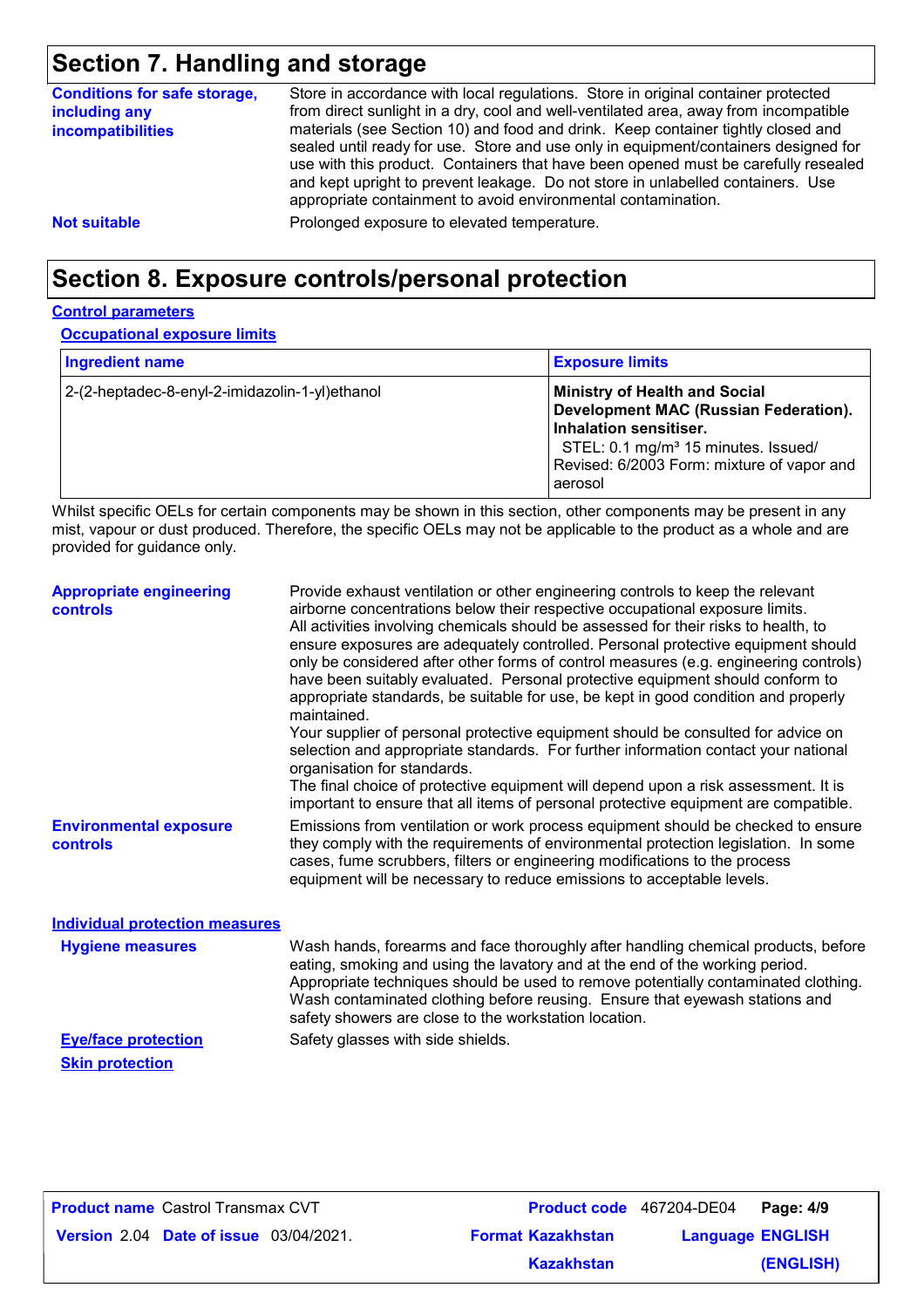## Section 7. Handling and storage

**Conditions for safe storage, including any incompatibilities**

Store in accordance with local regulations. Store in original container protected from direct sunlight in a dry, cool and well-ventilated area, away from incompatible materials (see Section 10) and food and drink. Keep container tightly closed and sealed until ready for use. Store and use only in equipment/containers designed for use with this product. Containers that have been opened must be carefully resealed and kept upright to prevent leakage. Do not store in unlabelled containers. Use appropriate containment to avoid environmental contamination.

**Not suitable**

Prolonged exposure to elevated temperature.

## Section 8. Exposure controls/personal protection

### Control parameters

#### Occupational exposure limits

| Ingredient name | Exposure limits |
| --- | --- |
| 2-(2-heptadec-8-enyl-2-imidazolin-1-yl)ethanol | **Ministry of Health and Social Development MAC (Russian Federation). Inhalation sensitiser.** STEL: 0.1 mg/m³ 15 minutes. Issued/ Revised: 6/2003 Form: mixture of vapor and aerosol |

Whilst specific OELs for certain components may be shown in this section, other components may be present in any mist, vapour or dust produced. Therefore, the specific OELs may not be applicable to the product as a whole and are provided for guidance only.

**Appropriate engineering controls**

Provide exhaust ventilation or other engineering controls to keep the relevant airborne concentrations below their respective occupational exposure limits.
All activities involving chemicals should be assessed for their risks to health, to ensure exposures are adequately controlled. Personal protective equipment should only be considered after other forms of control measures (e.g. engineering controls) have been suitably evaluated. Personal protective equipment should conform to appropriate standards, be suitable for use, be kept in good condition and properly maintained.
Your supplier of personal protective equipment should be consulted for advice on selection and appropriate standards. For further information contact your national organisation for standards.
The final choice of protective equipment will depend upon a risk assessment. It is important to ensure that all items of personal protective equipment are compatible.

**Environmental exposure controls**

Emissions from ventilation or work process equipment should be checked to ensure they comply with the requirements of environmental protection legislation. In some cases, fume scrubbers, filters or engineering modifications to the process equipment will be necessary to reduce emissions to acceptable levels.

### Individual protection measures

**Hygiene measures**

Wash hands, forearms and face thoroughly after handling chemical products, before eating, smoking and using the lavatory and at the end of the working period. Appropriate techniques should be used to remove potentially contaminated clothing. Wash contaminated clothing before reusing. Ensure that eyewash stations and safety showers are close to the workstation location.

**Eye/face protection**

Safety glasses with side shields.

**Skin protection**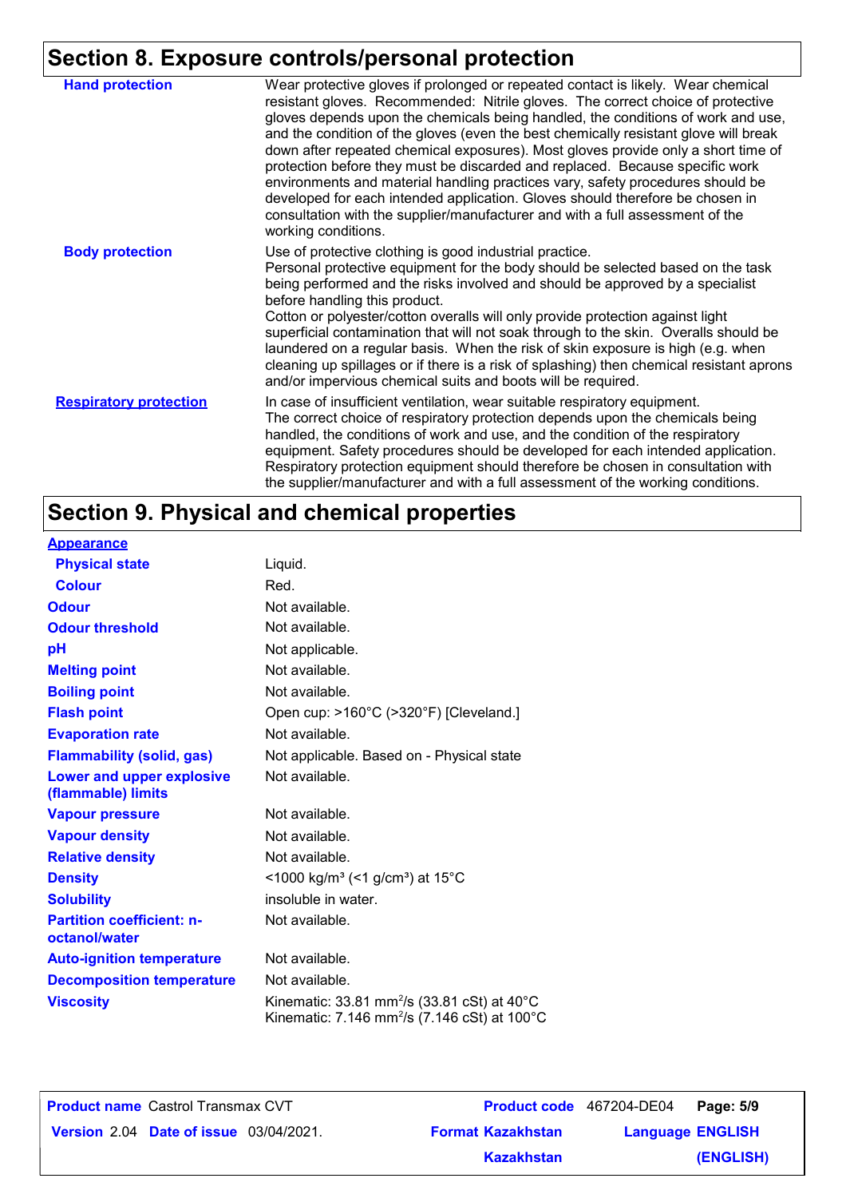## Section 8. Exposure controls/personal protection

| | |
|---|---|
| **Hand protection** | Wear protective gloves if prolonged or repeated contact is likely. Wear chemical resistant gloves. Recommended: Nitrile gloves. The correct choice of protective gloves depends upon the chemicals being handled, the conditions of work and use, and the condition of the gloves (even the best chemically resistant glove will break down after repeated chemical exposures). Most gloves provide only a short time of protection before they must be discarded and replaced. Because specific work environments and material handling practices vary, safety procedures should be developed for each intended application. Gloves should therefore be chosen in consultation with the supplier/manufacturer and with a full assessment of the working conditions. |
| **Body protection** | Use of protective clothing is good industrial practice. Personal protective equipment for the body should be selected based on the task being performed and the risks involved and should be approved by a specialist before handling this product. Cotton or polyester/cotton overalls will only provide protection against light superficial contamination that will not soak through to the skin. Overalls should be laundered on a regular basis. When the risk of skin exposure is high (e.g. when cleaning up spillages or if there is a risk of splashing) then chemical resistant aprons and/or impervious chemical suits and boots will be required. |
| **Respiratory protection** | In case of insufficient ventilation, wear suitable respiratory equipment. The correct choice of respiratory protection depends upon the chemicals being handled, the conditions of work and use, and the condition of the respiratory equipment. Safety procedures should be developed for each intended application. Respiratory protection equipment should therefore be chosen in consultation with the supplier/manufacturer and with a full assessment of the working conditions. |

## Section 9. Physical and chemical properties

| | |
|---|---|
| **Appearance** | |
| **Physical state** | Liquid. |
| **Colour** | Red. |
| **Odour** | Not available. |
| **Odour threshold** | Not available. |
| **pH** | Not applicable. |
| **Melting point** | Not available. |
| **Boiling point** | Not available. |
| **Flash point** | Open cup: >160°C (>320°F) [Cleveland.] |
| **Evaporation rate** | Not available. |
| **Flammability (solid, gas)** | Not applicable. Based on - Physical state |
| **Lower and upper explosive (flammable) limits** | Not available. |
| **Vapour pressure** | Not available. |
| **Vapour density** | Not available. |
| **Relative density** | Not available. |
| **Density** | <1000 kg/m³ (<1 g/cm³) at 15°C |
| **Solubility** | insoluble in water. |
| **Partition coefficient: n-octanol/water** | Not available. |
| **Auto-ignition temperature** | Not available. |
| **Decomposition temperature** | Not available. |
| **Viscosity** | Kinematic: 33.81 $mm^2/s$ (33.81 cSt) at 40°C<br>Kinematic: 7.146 $mm^2/s$ (7.146 cSt) at 100°C |

| | | |
|---|---|---|
| **Product name** Castrol Transmax CVT | **Product code** 467204-DE04 | |
| **Version** 2.04 **Date of issue** 03/04/2021. | **Format** Kazakhstan Kazakhstan | **Language** ENGLISH (ENGLISH) |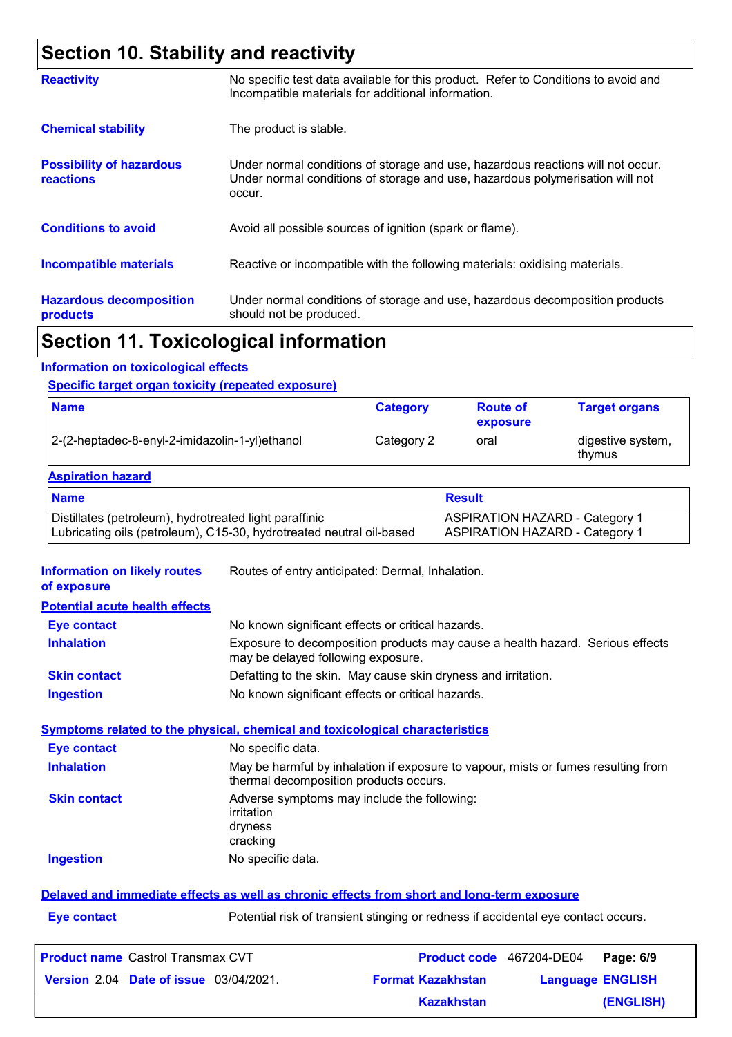## Section 10. Stability and reactivity

**Reactivity**
No specific test data available for this product. Refer to Conditions to avoid and Incompatible materials for additional information.

**Chemical stability**
The product is stable.

**Possibility of hazardous reactions**
Under normal conditions of storage and use, hazardous reactions will not occur. Under normal conditions of storage and use, hazardous polymerisation will not occur.

**Conditions to avoid**
Avoid all possible sources of ignition (spark or flame).

**Incompatible materials**
Reactive or incompatible with the following materials: oxidising materials.

**Hazardous decomposition products**
Under normal conditions of storage and use, hazardous decomposition products should not be produced.

## Section 11. Toxicological information

### Information on toxicological effects

#### Specific target organ toxicity (repeated exposure)

| Name | Category | Route of exposure | Target organs |
|---|---|---|---|
| 2-(2-heptadec-8-enyl-2-imidazolin-1-yl)ethanol | Category 2 | oral | digestive system, thymus |

#### Aspiration hazard

| Name | Result |
|---|---|
| Distillates (petroleum), hydrotreated light paraffinic | ASPIRATION HAZARD - Category 1 |
| Lubricating oils (petroleum), C15-30, hydrotreated neutral oil-based | ASPIRATION HAZARD - Category 1 |

**Information on likely routes of exposure**
Routes of entry anticipated: Dermal, Inhalation.

#### Potential acute health effects

**Eye contact**
No known significant effects or critical hazards.

**Inhalation**
Exposure to decomposition products may cause a health hazard. Serious effects may be delayed following exposure.

**Skin contact**
Defatting to the skin. May cause skin dryness and irritation.

**Ingestion**
No known significant effects or critical hazards.

#### Symptoms related to the physical, chemical and toxicological characteristics

**Eye contact**
No specific data.

**Inhalation**
May be harmful by inhalation if exposure to vapour, mists or fumes resulting from thermal decomposition products occurs.

**Skin contact**
Adverse symptoms may include the following:
irritation
dryness
cracking

**Ingestion**
No specific data.

#### Delayed and immediate effects as well as chronic effects from short and long-term exposure

**Eye contact**
Potential risk of transient stinging or redness if accidental eye contact occurs.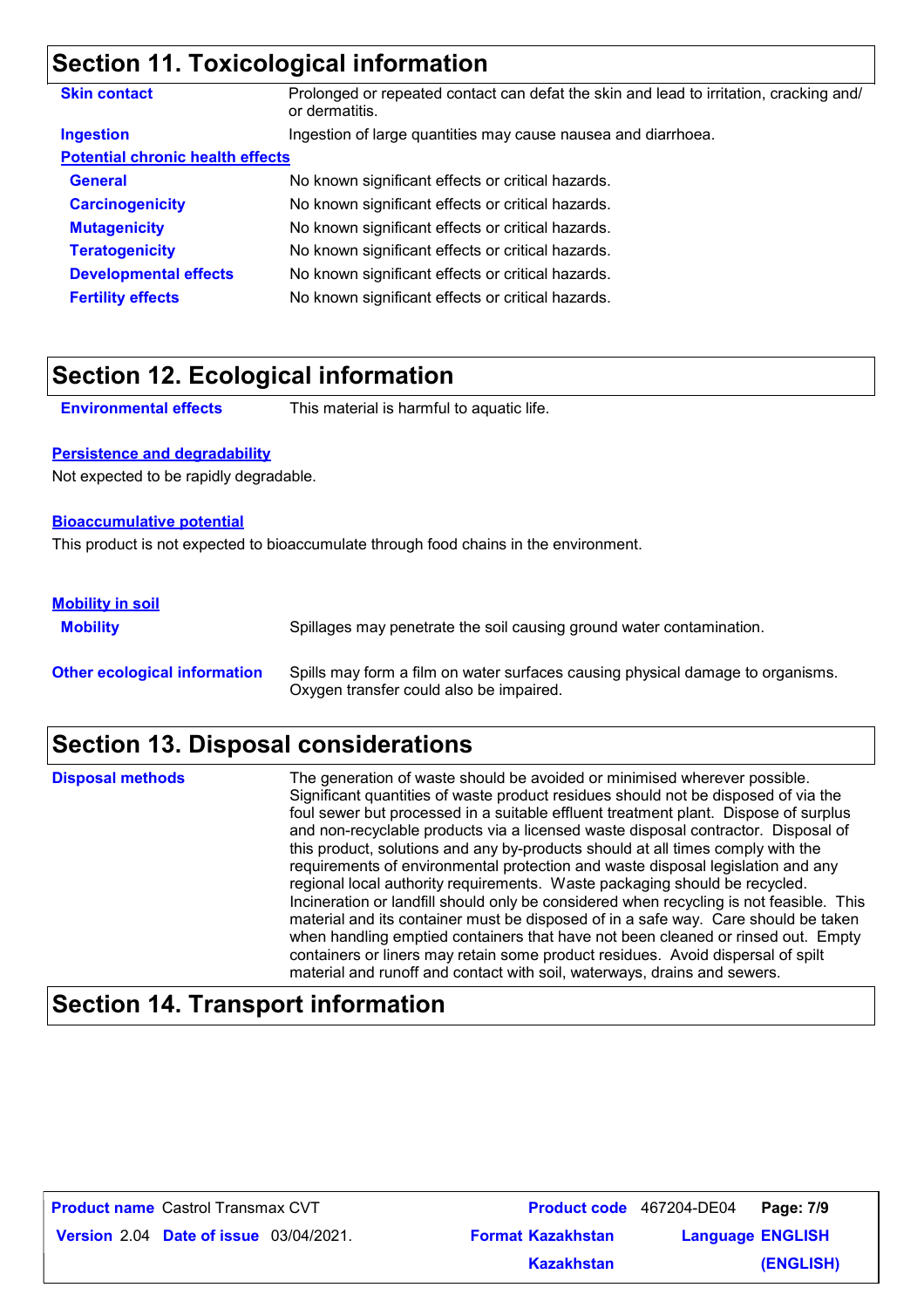## Section 11. Toxicological information

**Skin contact**: Prolonged or repeated contact can defat the skin and lead to irritation, cracking and/or dermatitis.

**Ingestion**: Ingestion of large quantities may cause nausea and diarrhoea.

**Potential chronic health effects**

| | |
|---|---|
| **General** | No known significant effects or critical hazards. |
| **Carcinogenicity** | No known significant effects or critical hazards. |
| **Mutagenicity** | No known significant effects or critical hazards. |
| **Teratogenicity** | No known significant effects or critical hazards. |
| **Developmental effects** | No known significant effects or critical hazards. |
| **Fertility effects** | No known significant effects or critical hazards. |

## Section 12. Ecological information

**Environmental effects**: This material is harmful to aquatic life.

**Persistence and degradability**

Not expected to be rapidly degradable.

**Bioaccumulative potential**

This product is not expected to bioaccumulate through food chains in the environment.

**Mobility in soil**

**Mobility**: Spillages may penetrate the soil causing ground water contamination.

**Other ecological information**: Spills may form a film on water surfaces causing physical damage to organisms. Oxygen transfer could also be impaired.

## Section 13. Disposal considerations

**Disposal methods**: The generation of waste should be avoided or minimised wherever possible. Significant quantities of waste product residues should not be disposed of via the foul sewer but processed in a suitable effluent treatment plant. Dispose of surplus and non-recyclable products via a licensed waste disposal contractor. Disposal of this product, solutions and any by-products should at all times comply with the requirements of environmental protection and waste disposal legislation and any regional local authority requirements. Waste packaging should be recycled. Incineration or landfill should only be considered when recycling is not feasible. This material and its container must be disposed of in a safe way. Care should be taken when handling emptied containers that have not been cleaned or rinsed out. Empty containers or liners may retain some product residues. Avoid dispersal of spilt material and runoff and contact with soil, waterways, drains and sewers.

## Section 14. Transport information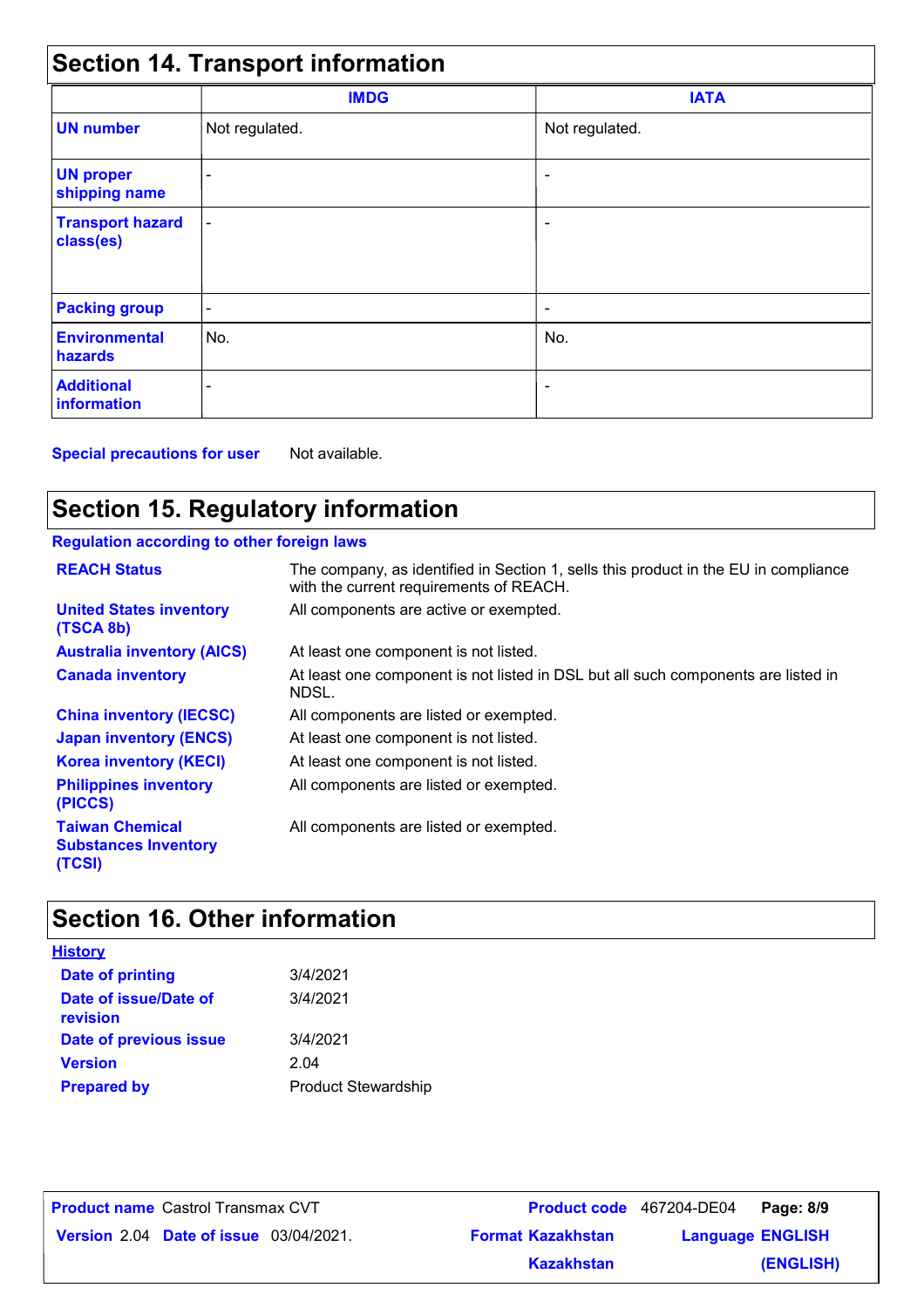## Section 14. Transport information

| | IMDG | IATA |
|---|---|---|
| **UN number** | Not regulated. | Not regulated. |
| **UN proper shipping name** | - | - |
| **Transport hazard class(es)** | - | - |
| **Packing group** | - | - |
| **Environmental hazards** | No. | No. |
| **Additional information** | - | - |

**Special precautions for user** Not available.

## Section 15. Regulatory information

**Regulation according to other foreign laws**

| | |
|---|---|
| **REACH Status** | The company, as identified in Section 1, sells this product in the EU in compliance with the current requirements of REACH. |
| **United States inventory (TSCA 8b)** | All components are active or exempted. |
| **Australia inventory (AICS)** | At least one component is not listed. |
| **Canada inventory** | At least one component is not listed in DSL but all such components are listed in NDSL. |
| **China inventory (IECSC)** | All components are listed or exempted. |
| **Japan inventory (ENCS)** | At least one component is not listed. |
| **Korea inventory (KECI)** | At least one component is not listed. |
| **Philippines inventory (PICCS)** | All components are listed or exempted. |
| **Taiwan Chemical Substances Inventory (TCSI)** | All components are listed or exempted. |

## Section 16. Other information

**History**

| | |
|---|---|
| **Date of printing** | 3/4/2021 |
| **Date of issue/Date of revision** | 3/4/2021 |
| **Date of previous issue** | 3/4/2021 |
| **Version** | 2.04 |
| **Prepared by** | Product Stewardship |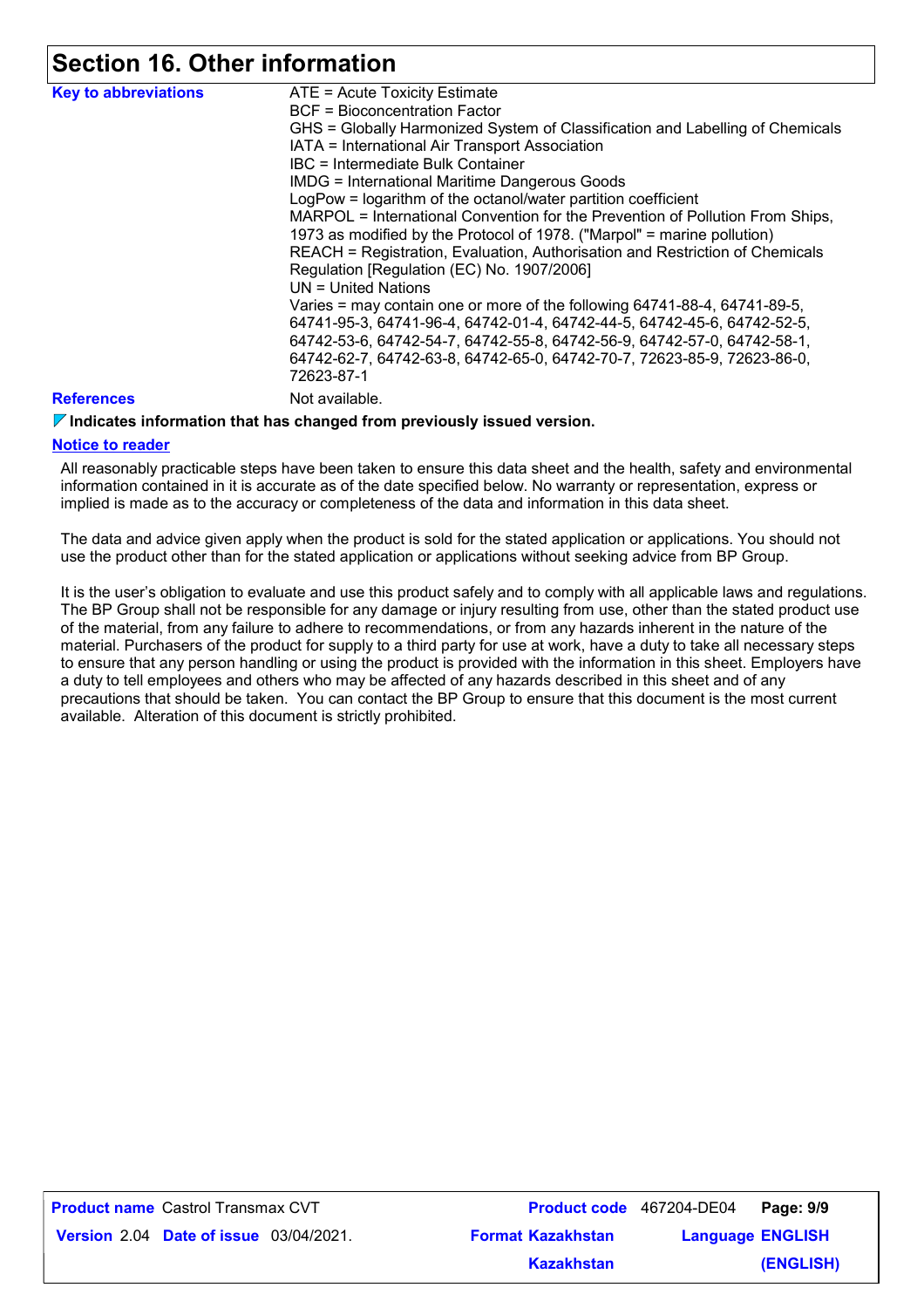## Section 16. Other information

**Key to abbreviations**

ATE = Acute Toxicity Estimate
BCF = Bioconcentration Factor
GHS = Globally Harmonized System of Classification and Labelling of Chemicals
IATA = International Air Transport Association
IBC = Intermediate Bulk Container
IMDG = International Maritime Dangerous Goods
LogPow = logarithm of the octanol/water partition coefficient
MARPOL = International Convention for the Prevention of Pollution From Ships, 1973 as modified by the Protocol of 1978. ("Marpol" = marine pollution)
REACH = Registration, Evaluation, Authorisation and Restriction of Chemicals Regulation [Regulation (EC) No. 1907/2006]
UN = United Nations
Varies = may contain one or more of the following 64741-88-4, 64741-89-5, 64741-95-3, 64741-96-4, 64742-01-4, 64742-44-5, 64742-45-6, 64742-52-5, 64742-53-6, 64742-54-7, 64742-55-8, 64742-56-9, 64742-57-0, 64742-58-1, 64742-62-7, 64742-63-8, 64742-65-0, 64742-70-7, 72623-85-9, 72623-86-0, 72623-87-1

**References** Not available.

**Indicates information that has changed from previously issued version.**

**Notice to reader**

All reasonably practicable steps have been taken to ensure this data sheet and the health, safety and environmental information contained in it is accurate as of the date specified below. No warranty or representation, express or implied is made as to the accuracy or completeness of the data and information in this data sheet.

The data and advice given apply when the product is sold for the stated application or applications. You should not use the product other than for the stated application or applications without seeking advice from BP Group.

It is the user's obligation to evaluate and use this product safely and to comply with all applicable laws and regulations. The BP Group shall not be responsible for any damage or injury resulting from use, other than the stated product use of the material, from any failure to adhere to recommendations, or from any hazards inherent in the nature of the material. Purchasers of the product for supply to a third party for use at work, have a duty to take all necessary steps to ensure that any person handling or using the product is provided with the information in this sheet. Employers have a duty to tell employees and others who may be affected of any hazards described in this sheet and of any precautions that should be taken. You can contact the BP Group to ensure that this document is the most current available. Alteration of this document is strictly prohibited.